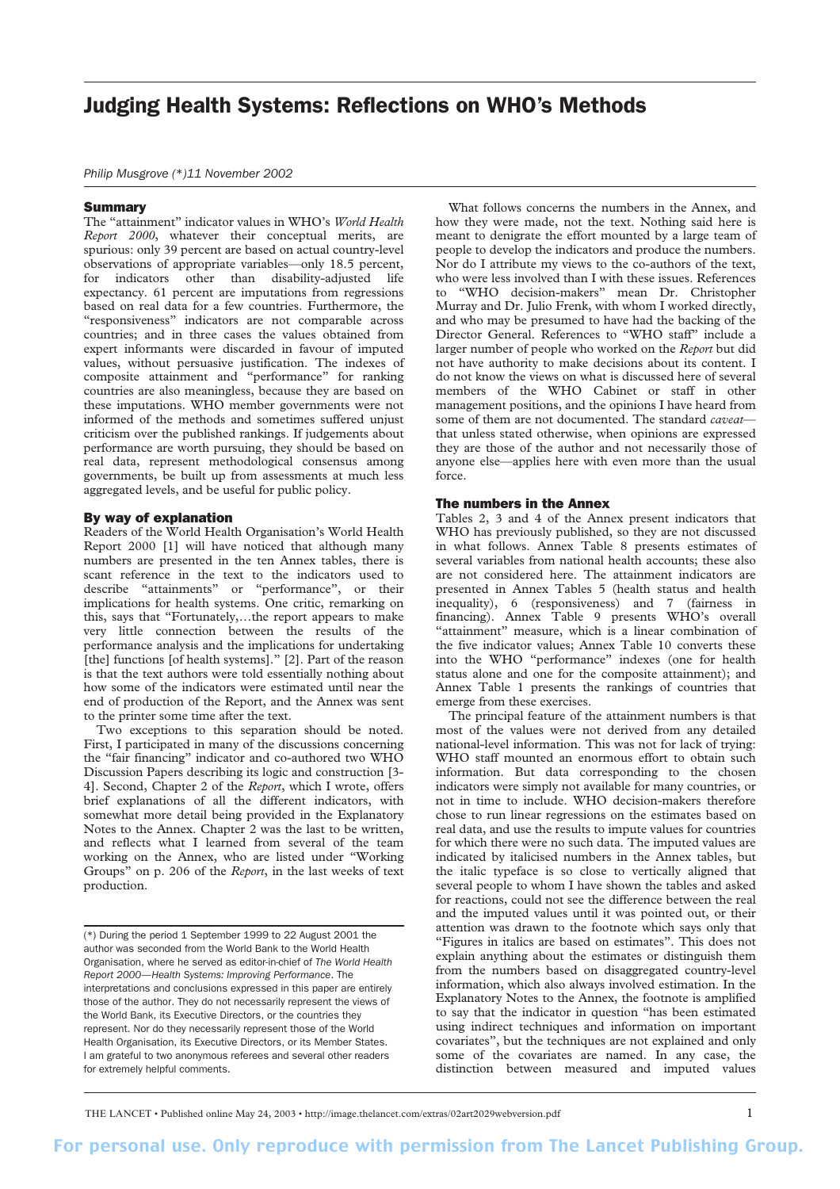# Judging Health Systems: Reflections on WHO's Methods

*Philip Musgrove (\*)11 November 2002*

## Summary

The "attainment" indicator values in WHO's *World Health Report 2000*, whatever their conceptual merits, are spurious: only 39 percent are based on actual country-level observations of appropriate variables—only 18.5 percent, for indicators other than disability-adjusted life expectancy. 61 percent are imputations from regressions based on real data for a few countries. Furthermore, the "responsiveness" indicators are not comparable across countries; and in three cases the values obtained from expert informants were discarded in favour of imputed values, without persuasive justification. The indexes of composite attainment and "performance" for ranking countries are also meaningless, because they are based on these imputations. WHO member governments were not informed of the methods and sometimes suffered unjust criticism over the published rankings. If judgements about performance are worth pursuing, they should be based on real data, represent methodological consensus among governments, be built up from assessments at much less aggregated levels, and be useful for public policy.

## By way of explanation

Readers of the World Health Organisation's World Health Report 2000 [1] will have noticed that although many numbers are presented in the ten Annex tables, there is scant reference in the text to the indicators used to describe "attainments" or "performance", or their implications for health systems. One critic, remarking on this, says that "Fortunately,…the report appears to make very little connection between the results of the performance analysis and the implications for undertaking [the] functions [of health systems]." [2]. Part of the reason is that the text authors were told essentially nothing about how some of the indicators were estimated until near the end of production of the Report, and the Annex was sent to the printer some time after the text.

Two exceptions to this separation should be noted. First, I participated in many of the discussions concerning the "fair financing" indicator and co-authored two WHO Discussion Papers describing its logic and construction [3-4]. Second, Chapter 2 of the *Report*, which I wrote, offers brief explanations of all the different indicators, with somewhat more detail being provided in the Explanatory Notes to the Annex. Chapter 2 was the last to be written, and reflects what I learned from several of the team working on the Annex, who are listed under "Working Groups" on p. 206 of the *Report*, in the last weeks of text production.

(\*) During the period 1 September 1999 to 22 August 2001 the author was seconded from the World Bank to the World Health Organisation, where he served as editor-in-chief of *The World Health Report 2000—Health Systems: Improving Performance*. The interpretations and conclusions expressed in this paper are entirely those of the author. They do not necessarily represent the views of the World Bank, its Executive Directors, or the countries they represent. Nor do they necessarily represent those of the World Health Organisation, its Executive Directors, or its Member States. I am grateful to two anonymous referees and several other readers for extremely helpful comments.

What follows concerns the numbers in the Annex, and how they were made, not the text. Nothing said here is meant to denigrate the effort mounted by a large team of people to develop the indicators and produce the numbers. Nor do I attribute my views to the co-authors of the text, who were less involved than I with these issues. References to "WHO decision-makers" mean Dr. Christopher Murray and Dr. Julio Frenk, with whom I worked directly, and who may be presumed to have had the backing of the Director General. References to "WHO staff" include a larger number of people who worked on the *Report* but did not have authority to make decisions about its content. I do not know the views on what is discussed here of several members of the WHO Cabinet or staff in other management positions, and the opinions I have heard from some of them are not documented. The standard *caveat*—that unless stated otherwise, when opinions are expressed they are those of the author and not necessarily those of anyone else—applies here with even more than the usual force.

## The numbers in the Annex

Tables 2, 3 and 4 of the Annex present indicators that WHO has previously published, so they are not discussed in what follows. Annex Table 8 presents estimates of several variables from national health accounts; these also are not considered here. The attainment indicators are presented in Annex Tables 5 (health status and health inequality), 6 (responsiveness) and 7 (fairness in financing). Annex Table 9 presents WHO's overall "attainment" measure, which is a linear combination of the five indicator values; Annex Table 10 converts these into the WHO "performance" indexes (one for health status alone and one for the composite attainment); and Annex Table 1 presents the rankings of countries that emerge from these exercises.

The principal feature of the attainment numbers is that most of the values were not derived from any detailed national-level information. This was not for lack of trying: WHO staff mounted an enormous effort to obtain such information. But data corresponding to the chosen indicators were simply not available for many countries, or not in time to include. WHO decision-makers therefore chose to run linear regressions on the estimates based on real data, and use the results to impute values for countries for which there were no such data. The imputed values are indicated by italicised numbers in the Annex tables, but the italic typeface is so close to vertically aligned that several people to whom I have shown the tables and asked for reactions, could not see the difference between the real and the imputed values until it was pointed out, or their attention was drawn to the footnote which says only that "Figures in italics are based on estimates". This does not explain anything about the estimates or distinguish them from the numbers based on disaggregated country-level information, which also always involved estimation. In the Explanatory Notes to the Annex, the footnote is amplified to say that the indicator in question "has been estimated using indirect techniques and information on important covariates", but the techniques are not explained and only some of the covariates are named. In any case, the distinction between measured and imputed values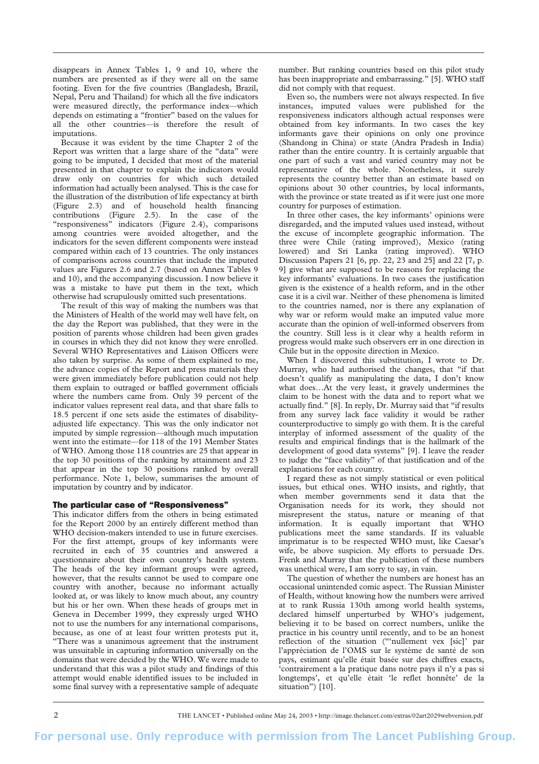disappears in Annex Tables 1, 9 and 10, where the numbers are presented as if they were all on the same footing. Even for the five countries (Bangladesh, Brazil, Nepal, Peru and Thailand) for which all the five indicators were measured directly, the performance index—which depends on estimating a "frontier" based on the values for all the other countries—is therefore the result of imputations.

Because it was evident by the time Chapter 2 of the Report was written that a large share of the "data" were going to be imputed, I decided that most of the material presented in that chapter to explain the indicators would draw only on countries for which such detailed information had actually been analysed. This is the case for the illustration of the distribution of life expectancy at birth (Figure 2.3) and of household health financing contributions (Figure 2.5). In the case of the "responsiveness" indicators (Figure 2.4), comparisons among countries were avoided altogether, and the indicators for the seven different components were instead compared within each of 13 countries. The only instances of comparisons across countries that include the imputed values are Figures 2.6 and 2.7 (based on Annex Tables 9 and 10), and the accompanying discussion. I now believe it was a mistake to have put them in the text, which otherwise had scrupulously omitted such presentations.

The result of this way of making the numbers was that the Ministers of Health of the world may well have felt, on the day the Report was published, that they were in the position of parents whose children had been given grades in courses in which they did not know they were enrolled. Several WHO Representatives and Liaison Officers were also taken by surprise. As some of them explained to me, the advance copies of the Report and press materials they were given immediately before publication could not help them explain to outraged or baffled government officials where the numbers came from. Only 39 percent of the indicator values represent real data, and that share falls to 18.5 percent if one sets aside the estimates of disability-adjusted life expectancy. This was the only indicator not imputed by simple regression—although much imputation went into the estimate—for 118 of the 191 Member States of WHO. Among those 118 countries are 25 that appear in the top 30 positions of the ranking by attainment and 23 that appear in the top 30 positions ranked by overall performance. Note 1, below, summarises the amount of imputation by country and by indicator.

## The particular case of "Responsiveness"

This indicator differs from the others in being estimated for the Report 2000 by an entirely different method than WHO decision-makers intended to use in future exercises. For the first attempt, groups of key informants were recruited in each of 35 countries and answered a questionnaire about their own country's health system. The heads of the key informant groups were agreed, however, that the results cannot be used to compare one country with another, because no informant actually looked at, or was likely to know much about, any country but his or her own. When these heads of groups met in Geneva in December 1999, they expressly urged WHO not to use the numbers for any international comparisons, because, as one of at least four written protests put it, "There was a unanimous agreement that the instrument was unsuitable in capturing information universally on the domains that were decided by the WHO. We were made to understand that this was a pilot study and findings of this attempt would enable identified issues to be included in some final survey with a representative sample of adequate number. But ranking countries based on this pilot study has been inappropriate and embarrassing." [5]. WHO staff did not comply with that request.

Even so, the numbers were not always respected. In five instances, imputed values were published for the responsiveness indicators although actual responses were obtained from key informants. In two cases the key informants gave their opinions on only one province (Shandong in China) or state (Andra Pradesh in India) rather than the entire country. It is certainly arguable that one part of such a vast and varied country may not be representative of the whole. Nonetheless, it surely represents the country better than an estimate based on opinions about 30 other countries, by local informants, with the province or state treated as if it were just one more country for purposes of estimation.

In three other cases, the key informants' opinions were disregarded, and the imputed values used instead, without the excuse of incomplete geographic information. The three were Chile (rating improved), Mexico (rating lowered) and Sri Lanka (rating improved). WHO Discussion Papers 21 [6, pp. 22, 23 and 25] and 22 [7, p. 9] give what are supposed to be reasons for replacing the key informants' evaluations. In two cases the justification given is the existence of a health reform, and in the other case it is a civil war. Neither of these phenomena is limited to the countries named, nor is there any explanation of why war or reform would make an imputed value more accurate than the opinion of well-informed observers from the country. Still less is it clear why a health reform in progress would make such observers err in one direction in Chile but in the opposite direction in Mexico.

When I discovered this substitution, I wrote to Dr. Murray, who had authorised the changes, that "if that doesn't qualify as manipulating the data, I don't know what does…At the very least, it gravely undermines the claim to be honest with the data and to report what we actually find." [8]. In reply, Dr. Murray said that "if results from any survey lack face validity it would be rather counterproductive to simply go with them. It is the careful interplay of informed assessment of the quality of the results and empirical findings that is the hallmark of the development of good data systems" [9]. I leave the reader to judge the "face validity" of that justification and of the explanations for each country.

I regard these as not simply statistical or even political issues, but ethical ones. WHO insists, and rightly, that when member governments send it data that the Organisation needs for its work, they should not misrepresent the status, nature or meaning of that information. It is equally important that WHO publications meet the same standards. If its valuable imprimatur is to be respected WHO must, like Caesar's wife, be above suspicion. My efforts to persuade Drs. Frenk and Murray that the publication of these numbers was unethical were, I am sorry to say, in vain.

The question of whether the numbers are honest has an occasional unintended comic aspect. The Russian Minister of Health, without knowing how the numbers were arrived at to rank Russia 130th among world health systems, declared himself unperturbed by WHO's judgement, believing it to be based on correct numbers, unlike the practice in his country until recently, and to be an honest reflection of the situation ("'nullement vex [sic]' par l'appréciation de l'OMS sur le système de santé de son pays, estimant qu'elle était basée sur des chiffres exacts, 'contrairement a la pratique dans notre pays il n'y a pas si longtemps', et qu'elle était 'le reflet honnête' de la situation") [10].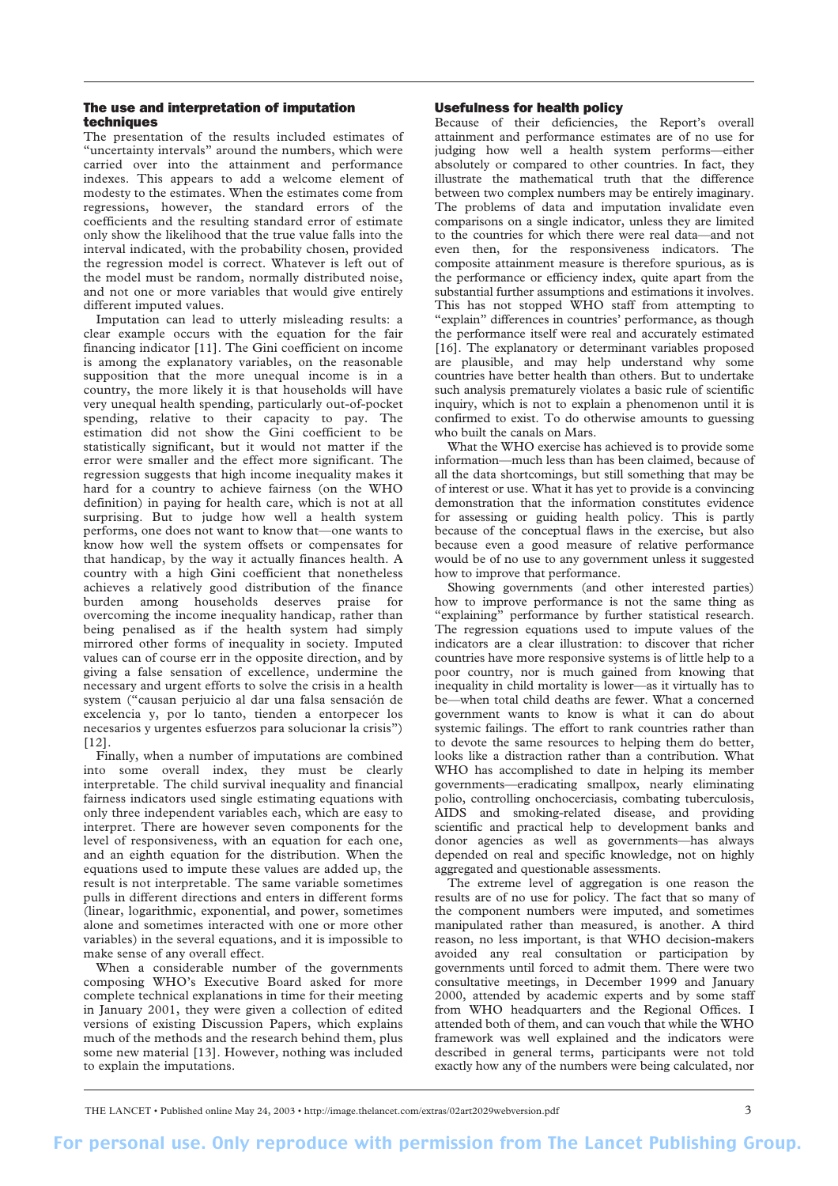## The use and interpretation of imputation techniques

The presentation of the results included estimates of "uncertainty intervals" around the numbers, which were carried over into the attainment and performance indexes. This appears to add a welcome element of modesty to the estimates. When the estimates come from regressions, however, the standard errors of the coefficients and the resulting standard error of estimate only show the likelihood that the true value falls into the interval indicated, with the probability chosen, provided the regression model is correct. Whatever is left out of the model must be random, normally distributed noise, and not one or more variables that would give entirely different imputed values.

Imputation can lead to utterly misleading results: a clear example occurs with the equation for the fair financing indicator [11]. The Gini coefficient on income is among the explanatory variables, on the reasonable supposition that the more unequal income is in a country, the more likely it is that households will have very unequal health spending, particularly out-of-pocket spending, relative to their capacity to pay. The estimation did not show the Gini coefficient to be statistically significant, but it would not matter if the error were smaller and the effect more significant. The regression suggests that high income inequality makes it hard for a country to achieve fairness (on the WHO definition) in paying for health care, which is not at all surprising. But to judge how well a health system performs, one does not want to know that—one wants to know how well the system offsets or compensates for that handicap, by the way it actually finances health. A country with a high Gini coefficient that nonetheless achieves a relatively good distribution of the finance burden among households deserves praise for overcoming the income inequality handicap, rather than being penalised as if the health system had simply mirrored other forms of inequality in society. Imputed values can of course err in the opposite direction, and by giving a false sensation of excellence, undermine the necessary and urgent efforts to solve the crisis in a health system ("causan perjuicio al dar una falsa sensación de excelencia y, por lo tanto, tienden a entorpecer los necesarios y urgentes esfuerzos para solucionar la crisis") [12].

Finally, when a number of imputations are combined into some overall index, they must be clearly interpretable. The child survival inequality and financial fairness indicators used single estimating equations with only three independent variables each, which are easy to interpret. There are however seven components for the level of responsiveness, with an equation for each one, and an eighth equation for the distribution. When the equations used to impute these values are added up, the result is not interpretable. The same variable sometimes pulls in different directions and enters in different forms (linear, logarithmic, exponential, and power, sometimes alone and sometimes interacted with one or more other variables) in the several equations, and it is impossible to make sense of any overall effect.

When a considerable number of the governments composing WHO's Executive Board asked for more complete technical explanations in time for their meeting in January 2001, they were given a collection of edited versions of existing Discussion Papers, which explains much of the methods and the research behind them, plus some new material [13]. However, nothing was included to explain the imputations.

## Usefulness for health policy

Because of their deficiencies, the Report's overall attainment and performance estimates are of no use for judging how well a health system performs—either absolutely or compared to other countries. In fact, they illustrate the mathematical truth that the difference between two complex numbers may be entirely imaginary. The problems of data and imputation invalidate even comparisons on a single indicator, unless they are limited to the countries for which there were real data—and not even then, for the responsiveness indicators. The composite attainment measure is therefore spurious, as is the performance or efficiency index, quite apart from the substantial further assumptions and estimations it involves. This has not stopped WHO staff from attempting to "explain" differences in countries' performance, as though the performance itself were real and accurately estimated [16]. The explanatory or determinant variables proposed are plausible, and may help understand why some countries have better health than others. But to undertake such analysis prematurely violates a basic rule of scientific inquiry, which is not to explain a phenomenon until it is confirmed to exist. To do otherwise amounts to guessing who built the canals on Mars.

What the WHO exercise has achieved is to provide some information—much less than has been claimed, because of all the data shortcomings, but still something that may be of interest or use. What it has yet to provide is a convincing demonstration that the information constitutes evidence for assessing or guiding health policy. This is partly because of the conceptual flaws in the exercise, but also because even a good measure of relative performance would be of no use to any government unless it suggested how to improve that performance.

Showing governments (and other interested parties) how to improve performance is not the same thing as "explaining" performance by further statistical research. The regression equations used to impute values of the indicators are a clear illustration: to discover that richer countries have more responsive systems is of little help to a poor country, nor is much gained from knowing that inequality in child mortality is lower—as it virtually has to be—when total child deaths are fewer. What a concerned government wants to know is what it can do about systemic failings. The effort to rank countries rather than to devote the same resources to helping them do better, looks like a distraction rather than a contribution. What WHO has accomplished to date in helping its member governments—eradicating smallpox, nearly eliminating polio, controlling onchocerciasis, combating tuberculosis, AIDS and smoking-related disease, and providing scientific and practical help to development banks and donor agencies as well as governments—has always depended on real and specific knowledge, not on highly aggregated and questionable assessments.

The extreme level of aggregation is one reason the results are of no use for policy. The fact that so many of the component numbers were imputed, and sometimes manipulated rather than measured, is another. A third reason, no less important, is that WHO decision-makers avoided any real consultation or participation by governments until forced to admit them. There were two consultative meetings, in December 1999 and January 2000, attended by academic experts and by some staff from WHO headquarters and the Regional Offices. I attended both of them, and can vouch that while the WHO framework was well explained and the indicators were described in general terms, participants were not told exactly how any of the numbers were being calculated, nor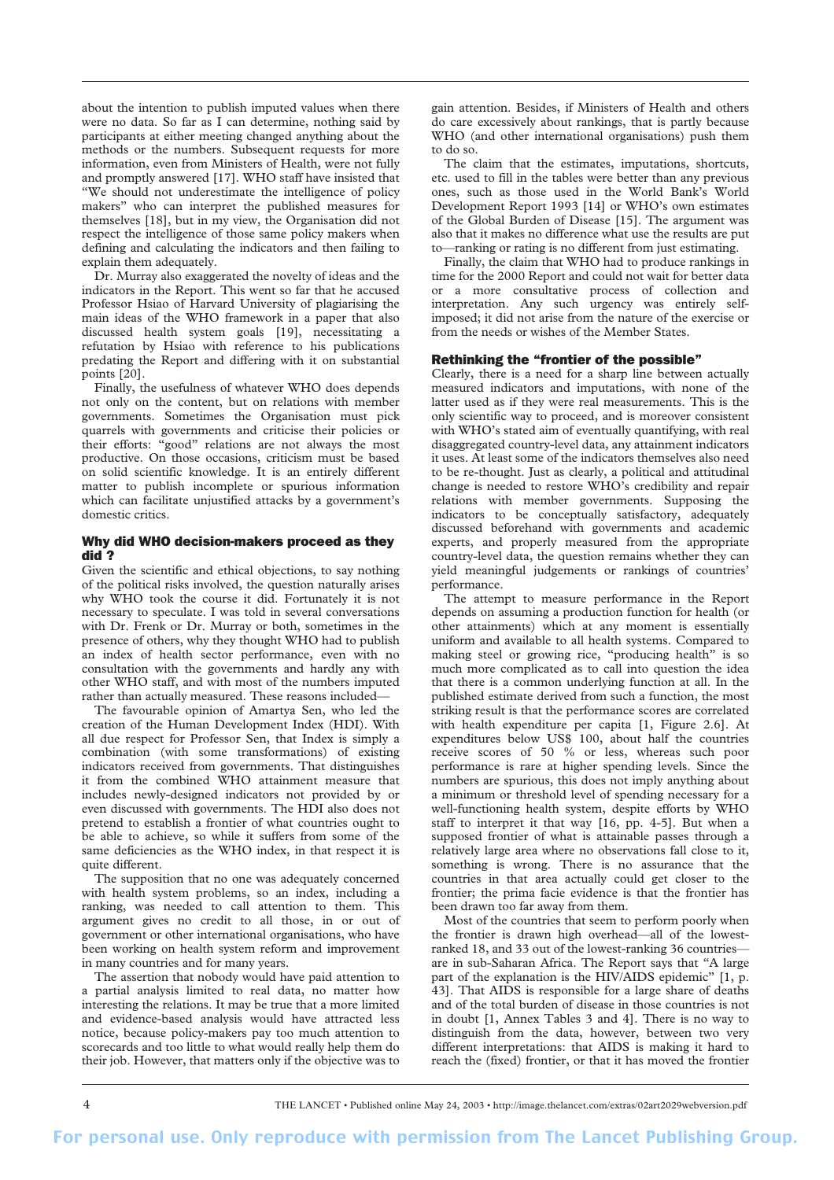about the intention to publish imputed values when there were no data. So far as I can determine, nothing said by participants at either meeting changed anything about the methods or the numbers. Subsequent requests for more information, even from Ministers of Health, were not fully and promptly answered [17]. WHO staff have insisted that "We should not underestimate the intelligence of policy makers" who can interpret the published measures for themselves [18], but in my view, the Organisation did not respect the intelligence of those same policy makers when defining and calculating the indicators and then failing to explain them adequately.

Dr. Murray also exaggerated the novelty of ideas and the indicators in the Report. This went so far that he accused Professor Hsiao of Harvard University of plagiarising the main ideas of the WHO framework in a paper that also discussed health system goals [19], necessitating a refutation by Hsiao with reference to his publications predating the Report and differing with it on substantial points [20].

Finally, the usefulness of whatever WHO does depends not only on the content, but on relations with member governments. Sometimes the Organisation must pick quarrels with governments and criticise their policies or their efforts: "good" relations are not always the most productive. On those occasions, criticism must be based on solid scientific knowledge. It is an entirely different matter to publish incomplete or spurious information which can facilitate unjustified attacks by a government's domestic critics.

## Why did WHO decision-makers proceed as they did ?

Given the scientific and ethical objections, to say nothing of the political risks involved, the question naturally arises why WHO took the course it did. Fortunately it is not necessary to speculate. I was told in several conversations with Dr. Frenk or Dr. Murray or both, sometimes in the presence of others, why they thought WHO had to publish an index of health sector performance, even with no consultation with the governments and hardly any with other WHO staff, and with most of the numbers imputed rather than actually measured. These reasons included—

The favourable opinion of Amartya Sen, who led the creation of the Human Development Index (HDI). With all due respect for Professor Sen, that Index is simply a combination (with some transformations) of existing indicators received from governments. That distinguishes it from the combined WHO attainment measure that includes newly-designed indicators not provided by or even discussed with governments. The HDI also does not pretend to establish a frontier of what countries ought to be able to achieve, so while it suffers from some of the same deficiencies as the WHO index, in that respect it is quite different.

The supposition that no one was adequately concerned with health system problems, so an index, including a ranking, was needed to call attention to them. This argument gives no credit to all those, in or out of government or other international organisations, who have been working on health system reform and improvement in many countries and for many years.

The assertion that nobody would have paid attention to a partial analysis limited to real data, no matter how interesting the relations. It may be true that a more limited and evidence-based analysis would have attracted less notice, because policy-makers pay too much attention to scorecards and too little to what would really help them do their job. However, that matters only if the objective was to gain attention. Besides, if Ministers of Health and others do care excessively about rankings, that is partly because WHO (and other international organisations) push them to do so.

The claim that the estimates, imputations, shortcuts, etc. used to fill in the tables were better than any previous ones, such as those used in the World Bank's World Development Report 1993 [14] or WHO's own estimates of the Global Burden of Disease [15]. The argument was also that it makes no difference what use the results are put to—ranking or rating is no different from just estimating.

Finally, the claim that WHO had to produce rankings in time for the 2000 Report and could not wait for better data or a more consultative process of collection and interpretation. Any such urgency was entirely self-imposed; it did not arise from the nature of the exercise or from the needs or wishes of the Member States.

## Rethinking the "frontier of the possible"

Clearly, there is a need for a sharp line between actually measured indicators and imputations, with none of the latter used as if they were real measurements. This is the only scientific way to proceed, and is moreover consistent with WHO's stated aim of eventually quantifying, with real disaggregated country-level data, any attainment indicators it uses. At least some of the indicators themselves also need to be re-thought. Just as clearly, a political and attitudinal change is needed to restore WHO's credibility and repair relations with member governments. Supposing the indicators to be conceptually satisfactory, adequately discussed beforehand with governments and academic experts, and properly measured from the appropriate country-level data, the question remains whether they can yield meaningful judgements or rankings of countries' performance.

The attempt to measure performance in the Report depends on assuming a production function for health (or other attainments) which at any moment is essentially uniform and available to all health systems. Compared to making steel or growing rice, "producing health" is so much more complicated as to call into question the idea that there is a common underlying function at all. In the published estimate derived from such a function, the most striking result is that the performance scores are correlated with health expenditure per capita [1, Figure 2.6]. At expenditures below US$ 100, about half the countries receive scores of 50 % or less, whereas such poor performance is rare at higher spending levels. Since the numbers are spurious, this does not imply anything about a minimum or threshold level of spending necessary for a well-functioning health system, despite efforts by WHO staff to interpret it that way [16, pp. 4-5]. But when a supposed frontier of what is attainable passes through a relatively large area where no observations fall close to it, something is wrong. There is no assurance that the countries in that area actually could get closer to the frontier; the prima facie evidence is that the frontier has been drawn too far away from them.

Most of the countries that seem to perform poorly when the frontier is drawn high overhead—all of the lowest-ranked 18, and 33 out of the lowest-ranking 36 countries—are in sub-Saharan Africa. The Report says that "A large part of the explanation is the HIV/AIDS epidemic" [1, p. 43]. That AIDS is responsible for a large share of deaths and of the total burden of disease in those countries is not in doubt [1, Annex Tables 3 and 4]. There is no way to distinguish from the data, however, between two very different interpretations: that AIDS is making it hard to reach the (fixed) frontier, or that it has moved the frontier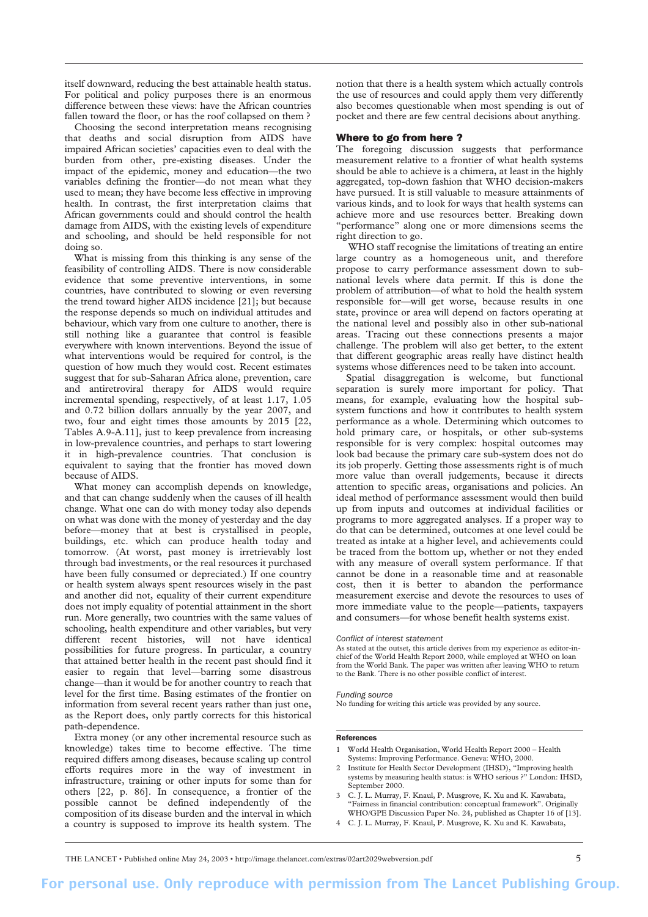itself downward, reducing the best attainable health status. For political and policy purposes there is an enormous difference between these views: have the African countries fallen toward the floor, or has the roof collapsed on them ?

Choosing the second interpretation means recognising that deaths and social disruption from AIDS have impaired African societies' capacities even to deal with the burden from other, pre-existing diseases. Under the impact of the epidemic, money and education—the two variables defining the frontier—do not mean what they used to mean; they have become less effective in improving health. In contrast, the first interpretation claims that African governments could and should control the health damage from AIDS, with the existing levels of expenditure and schooling, and should be held responsible for not doing so.

What is missing from this thinking is any sense of the feasibility of controlling AIDS. There is now considerable evidence that some preventive interventions, in some countries, have contributed to slowing or even reversing the trend toward higher AIDS incidence [21]; but because the response depends so much on individual attitudes and behaviour, which vary from one culture to another, there is still nothing like a guarantee that control is feasible everywhere with known interventions. Beyond the issue of what interventions would be required for control, is the question of how much they would cost. Recent estimates suggest that for sub-Saharan Africa alone, prevention, care and antiretroviral therapy for AIDS would require incremental spending, respectively, of at least 1.17, 1.05 and 0.72 billion dollars annually by the year 2007, and two, four and eight times those amounts by 2015 [22, Tables A.9-A.11], just to keep prevalence from increasing in low-prevalence countries, and perhaps to start lowering it in high-prevalence countries. That conclusion is equivalent to saying that the frontier has moved down because of AIDS.

What money can accomplish depends on knowledge, and that can change suddenly when the causes of ill health change. What one can do with money today also depends on what was done with the money of yesterday and the day before—money that at best is crystallised in people, buildings, etc. which can produce health today and tomorrow. (At worst, past money is irretrievably lost through bad investments, or the real resources it purchased have been fully consumed or depreciated.) If one country or health system always spent resources wisely in the past and another did not, equality of their current expenditure does not imply equality of potential attainment in the short run. More generally, two countries with the same values of schooling, health expenditure and other variables, but very different recent histories, will not have identical possibilities for future progress. In particular, a country that attained better health in the recent past should find it easier to regain that level—barring some disastrous change—than it would be for another country to reach that level for the first time. Basing estimates of the frontier on information from several recent years rather than just one, as the Report does, only partly corrects for this historical path-dependence.

Extra money (or any other incremental resource such as knowledge) takes time to become effective. The time required differs among diseases, because scaling up control efforts requires more in the way of investment in infrastructure, training or other inputs for some than for others [22, p. 86]. In consequence, a frontier of the possible cannot be defined independently of the composition of its disease burden and the interval in which a country is supposed to improve its health system. The notion that there is a health system which actually controls the use of resources and could apply them very differently also becomes questionable when most spending is out of pocket and there are few central decisions about anything.

## Where to go from here ?

The foregoing discussion suggests that performance measurement relative to a frontier of what health systems should be able to achieve is a chimera, at least in the highly aggregated, top-down fashion that WHO decision-makers have pursued. It is still valuable to measure attainments of various kinds, and to look for ways that health systems can achieve more and use resources better. Breaking down "performance" along one or more dimensions seems the right direction to go.

WHO staff recognise the limitations of treating an entire large country as a homogeneous unit, and therefore propose to carry performance assessment down to sub-national levels where data permit. If this is done the problem of attribution—of what to hold the health system responsible for—will get worse, because results in one state, province or area will depend on factors operating at the national level and possibly also in other sub-national areas. Tracing out these connections presents a major challenge. The problem will also get better, to the extent that different geographic areas really have distinct health systems whose differences need to be taken into account.

Spatial disaggregation is welcome, but functional separation is surely more important for policy. That means, for example, evaluating how the hospital sub-system functions and how it contributes to health system performance as a whole. Determining which outcomes to hold primary care, or hospitals, or other sub-systems responsible for is very complex: hospital outcomes may look bad because the primary care sub-system does not do its job properly. Getting those assessments right is of much more value than overall judgements, because it directs attention to specific areas, organisations and policies. An ideal method of performance assessment would then build up from inputs and outcomes at individual facilities or programs to more aggregated analyses. If a proper way to do that can be determined, outcomes at one level could be treated as intake at a higher level, and achievements could be traced from the bottom up, whether or not they ended with any measure of overall system performance. If that cannot be done in a reasonable time and at reasonable cost, then it is better to abandon the performance measurement exercise and devote the resources to uses of more immediate value to the people—patients, taxpayers and consumers—for whose benefit health systems exist.

*Conflict of interest statement*

As stated at the outset, this article derives from my experience as editor-in-chief of the World Health Report 2000, while employed at WHO on loan from the World Bank. The paper was written after leaving WHO to return to the Bank. There is no other possible conflict of interest.

*Funding source*

No funding for writing this article was provided by any source.

### References

1. World Health Organisation, World Health Report 2000 – Health Systems: Improving Performance. Geneva: WHO, 2000.
2. Institute for Health Sector Development (IHSD), "Improving health systems by measuring health status: is WHO serious ?" London: IHSD, September 2000.
3. C. J. L. Murray, F. Knaul, P. Musgrove, K. Xu and K. Kawabata, "Fairness in financial contribution: conceptual framework". Originally WHO/GPE Discussion Paper No. 24, published as Chapter 16 of [13].
4. C. J. L. Murray, F. Knaul, P. Musgrove, K. Xu and K. Kawabata,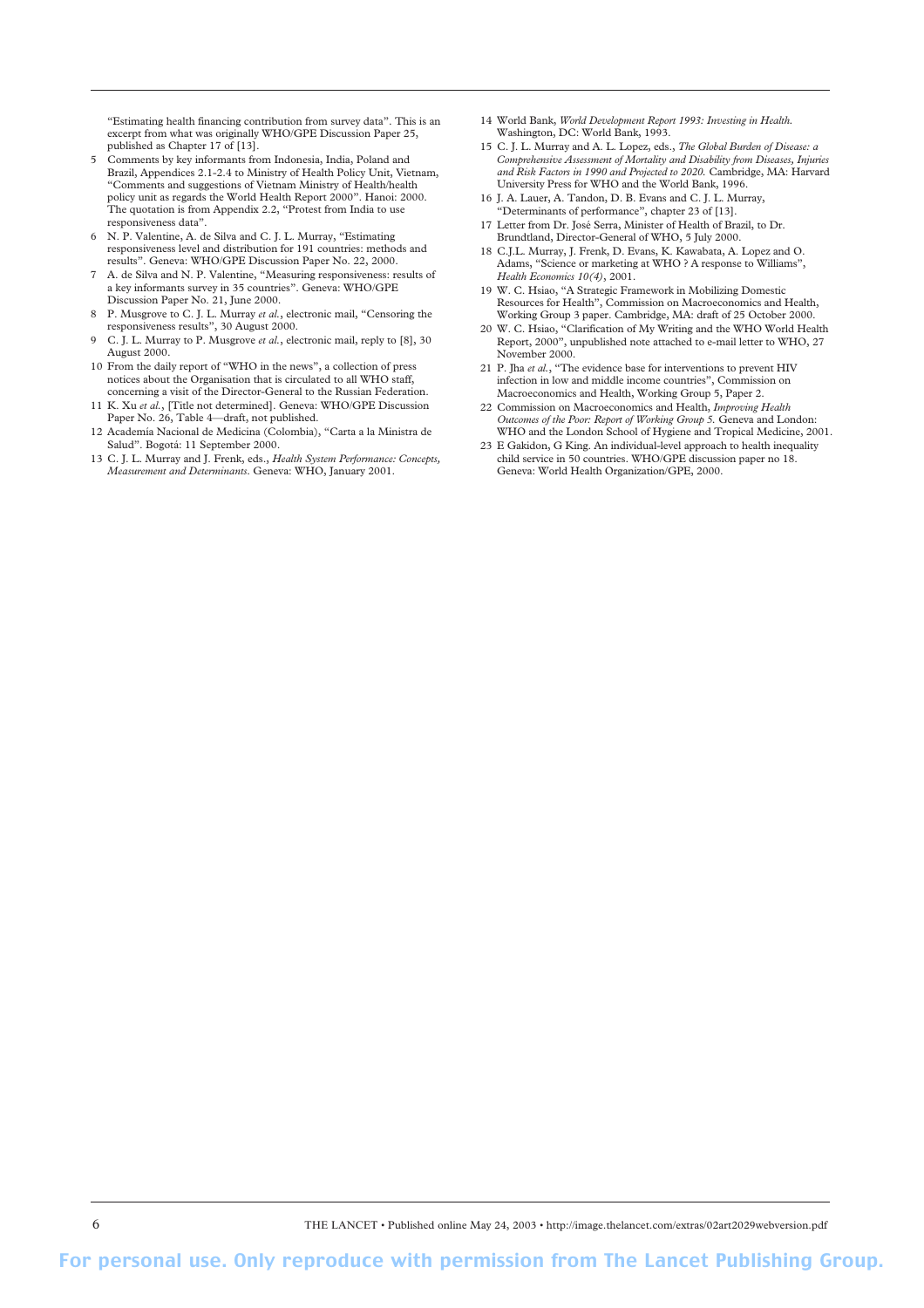"Estimating health financing contribution from survey data". This is an excerpt from what was originally WHO/GPE Discussion Paper 25, published as Chapter 17 of [13].

5. Comments by key informants from Indonesia, India, Poland and Brazil, Appendices 2.1-2.4 to Ministry of Health Policy Unit, Vietnam, "Comments and suggestions of Vietnam Ministry of Health/health policy unit as regards the World Health Report 2000". Hanoi: 2000. The quotation is from Appendix 2.2, "Protest from India to use responsiveness data".
6. N. P. Valentine, A. de Silva and C. J. L. Murray, "Estimating responsiveness level and distribution for 191 countries: methods and results". Geneva: WHO/GPE Discussion Paper No. 22, 2000.
7. A. de Silva and N. P. Valentine, "Measuring responsiveness: results of a key informants survey in 35 countries". Geneva: WHO/GPE Discussion Paper No. 21, June 2000.
8. P. Musgrove to C. J. L. Murray *et al.*, electronic mail, "Censoring the responsiveness results", 30 August 2000.
9. C. J. L. Murray to P. Musgrove *et al.*, electronic mail, reply to [8], 30 August 2000.
10. From the daily report of "WHO in the news", a collection of press notices about the Organisation that is circulated to all WHO staff, concerning a visit of the Director-General to the Russian Federation.
11. K. Xu *et al.*, [Title not determined]. Geneva: WHO/GPE Discussion Paper No. 26, Table 4—draft, not published.
12. Academia Nacional de Medicina (Colombia), "Carta a la Ministra de Salud". Bogotá: 11 September 2000.
13. C. J. L. Murray and J. Frenk, eds., *Health System Performance: Concepts, Measurement and Determinants.* Geneva: WHO, January 2001.
14. World Bank, *World Development Report 1993: Investing in Health.* Washington, DC: World Bank, 1993.
15. C. J. L. Murray and A. L. Lopez, eds., *The Global Burden of Disease: a Comprehensive Assessment of Mortality and Disability from Diseases, Injuries and Risk Factors in 1990 and Projected to 2020.* Cambridge, MA: Harvard University Press for WHO and the World Bank, 1996.
16. J. A. Lauer, A. Tandon, D. B. Evans and C. J. L. Murray, "Determinants of performance", chapter 23 of [13].
17. Letter from Dr. José Serra, Minister of Health of Brazil, to Dr. Brundtland, Director-General of WHO, 5 July 2000.
18. C.J.L. Murray, J. Frenk, D. Evans, K. Kawabata, A. Lopez and O. Adams, "Science or marketing at WHO ? A response to Williams", *Health Economics 10(4)*, 2001.
19. W. C. Hsiao, "A Strategic Framework in Mobilizing Domestic Resources for Health", Commission on Macroeconomics and Health, Working Group 3 paper. Cambridge, MA: draft of 25 October 2000.
20. W. C. Hsiao, "Clarification of My Writing and the WHO World Health Report, 2000", unpublished note attached to e-mail letter to WHO, 27 November 2000.
21. P. Jha *et al.*, "The evidence base for interventions to prevent HIV infection in low and middle income countries", Commission on Macroeconomics and Health, Working Group 5, Paper 2.
22. Commission on Macroeconomics and Health, *Improving Health Outcomes of the Poor: Report of Working Group 5.* Geneva and London: WHO and the London School of Hygiene and Tropical Medicine, 2001.
23. E Gakidon, G King. An individual-level approach to health inequality child service in 50 countries. WHO/GPE discussion paper no 18. Geneva: World Health Organization/GPE, 2000.

For personal use. Only reproduce with permission from The Lancet Publishing Group.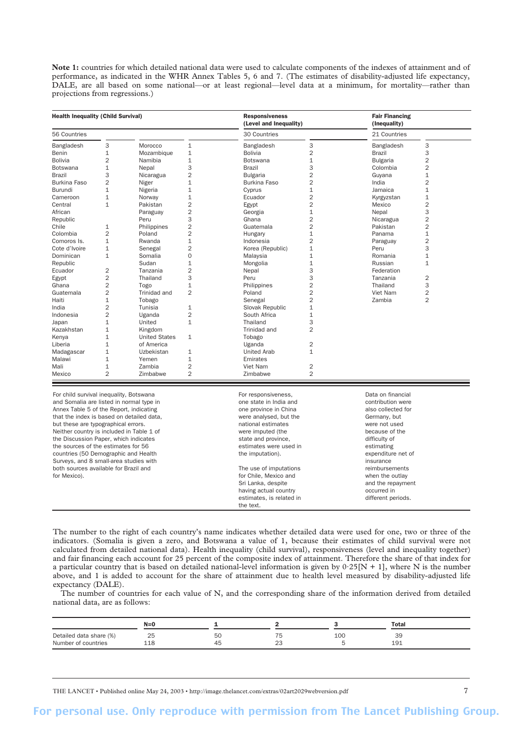**Note 1:** countries for which detailed national data were used to calculate components of the indexes of attainment and of performance, as indicated in the WHR Annex Tables 5, 6 and 7. (The estimates of disability-adjusted life expectancy, DALE, are all based on some national—or at least regional—level data at a minimum, for mortality—rather than projections from regressions.)

| **Health Inequality (Child Survival)** | | | | **Responsiveness (Level and Inequality)** | | **Fair Financing (Inequality)** | |
|---|---|---|---|---|---|---|---|
| 56 Countries | | | | 30 Countries | | 21 Countries | |
| Bangladesh | 3 | Morocco | 1 | Bangladesh | 3 | Bangladesh | 3 |
| Benin | 1 | Mozambique | 1 | Bolivia | 2 | Brazil | 3 |
| Bolivia | 2 | Namibia | 1 | Botswana | 1 | Bulgaria | 2 |
| Botswana | 1 | Nepal | 3 | Brazil | 3 | Colombia | 2 |
| Brazil | 3 | Nicaragua | 2 | Bulgaria | 2 | Guyana | 1 |
| Burkina Faso | 2 | Niger | 1 | Burkina Faso | 2 | India | 2 |
| Burundi | 1 | Nigeria | 1 | Cyprus | 1 | Jamaica | 1 |
| Cameroon | 1 | Norway | 1 | Ecuador | 2 | Kyrgyzstan | 1 |
| Central African Republic | 1 | Pakistan | 2 | Egypt | 2 | Mexico | 2 |
| | | Paraguay | 2 | Georgia | 1 | Nepal | 3 |
| | | Peru | 3 | Ghana | 2 | Nicaragua | 2 |
| Chile | 1 | Philippines | 2 | Guatemala | 2 | Pakistan | 2 |
| Colombia | 2 | Poland | 2 | Hungary | 1 | Panama | 1 |
| Comoros Is. | 1 | Rwanda | 1 | Indonesia | 2 | Paraguay | 2 |
| Cote d'Ivoire | 1 | Senegal | 2 | Korea (Republic) | 1 | Peru | 3 |
| Dominican Republic | 1 | Somalia | 0 | Malaysia | 1 | Romania | 1 |
| | | Sudan | 1 | Mongolia | 1 | Russian Federation | 1 |
| Ecuador | 2 | Tanzania | 2 | Nepal | 3 | | |
| Egypt | 2 | Thailand | 3 | Peru | 3 | Tanzania | 2 |
| Ghana | 2 | Togo | 1 | Philippines | 2 | Thailand | 3 |
| Guatemala | 2 | Trinidad and Tobago | 2 | Poland | 2 | Viet Nam | 2 |
| Haiti | 1 | | | Senegal | 2 | Zambia | 2 |
| India | 2 | Tunisia | 1 | Slovak Republic | 1 | | |
| Indonesia | 2 | Uganda | 2 | South Africa | 1 | | |
| Japan | 1 | United Kingdom | 1 | Thailand | 3 | | |
| Kazakhstan | 1 | | | Trinidad and Tobago | 2 | | |
| Kenya | 1 | United States of America | 1 | | | | |
| Liberia | 1 | | | Uganda | 2 | | |
| Madagascar | 1 | Uzbekistan | 1 | United Arab Emirates | 1 | | |
| Malawi | 1 | Yemen | 1 | | | | |
| Mali | 1 | Zambia | 2 | Viet Nam | 2 | | |
| Mexico | 2 | Zimbabwe | 2 | Zimbabwe | 2 | | |

For child survival inequality, Botswana and Somalia are listed in normal type in Annex Table 5 of the Report, indicating that the index is based on detailed data, but these are typographical errors. Neither country is included in Table 1 of the Discussion Paper, which indicates the sources of the estimates for 56 countries (50 Demographic and Health Surveys, and 8 small-area studies with both sources available for Brazil and for Mexico).

For responsiveness, one state in India and one province in China were analysed, but the national estimates were imputed (the state and province, estimates were used in the imputation).

The use of imputations for Chile, Mexico and Sri Lanka, despite having actual country estimates, is related in the text.

Data on financial contribution were also collected for Germany, but were not used because of the difficulty of estimating expenditure net of insurance reimbursements when the outlay and the repayment occurred in different periods.

The number to the right of each country's name indicates whether detailed data were used for one, two or three of the indicators. (Somalia is given a zero, and Botswana a value of 1, because their estimates of child survival were not calculated from detailed national data). Health inequality (child survival), responsiveness (level and inequality together) and fair financing each account for 25 percent of the composite index of attainment. Therefore the share of that index for a particular country that is based on detailed national-level information is given by $0{\cdot}25[N + 1]$, where N is the number above, and 1 is added to account for the share of attainment due to health level measured by disability-adjusted life expectancy (DALE).

The number of countries for each value of N, and the corresponding share of the information derived from detailed national data, are as follows:

| | N=0 | 1 | 2 | 3 | Total |
|---|---|---|---|---|---|
| Detailed data share (%) | 25 | 50 | 75 | 100 | 39 |
| Number of countries | 118 | 45 | 23 | 5 | 191 |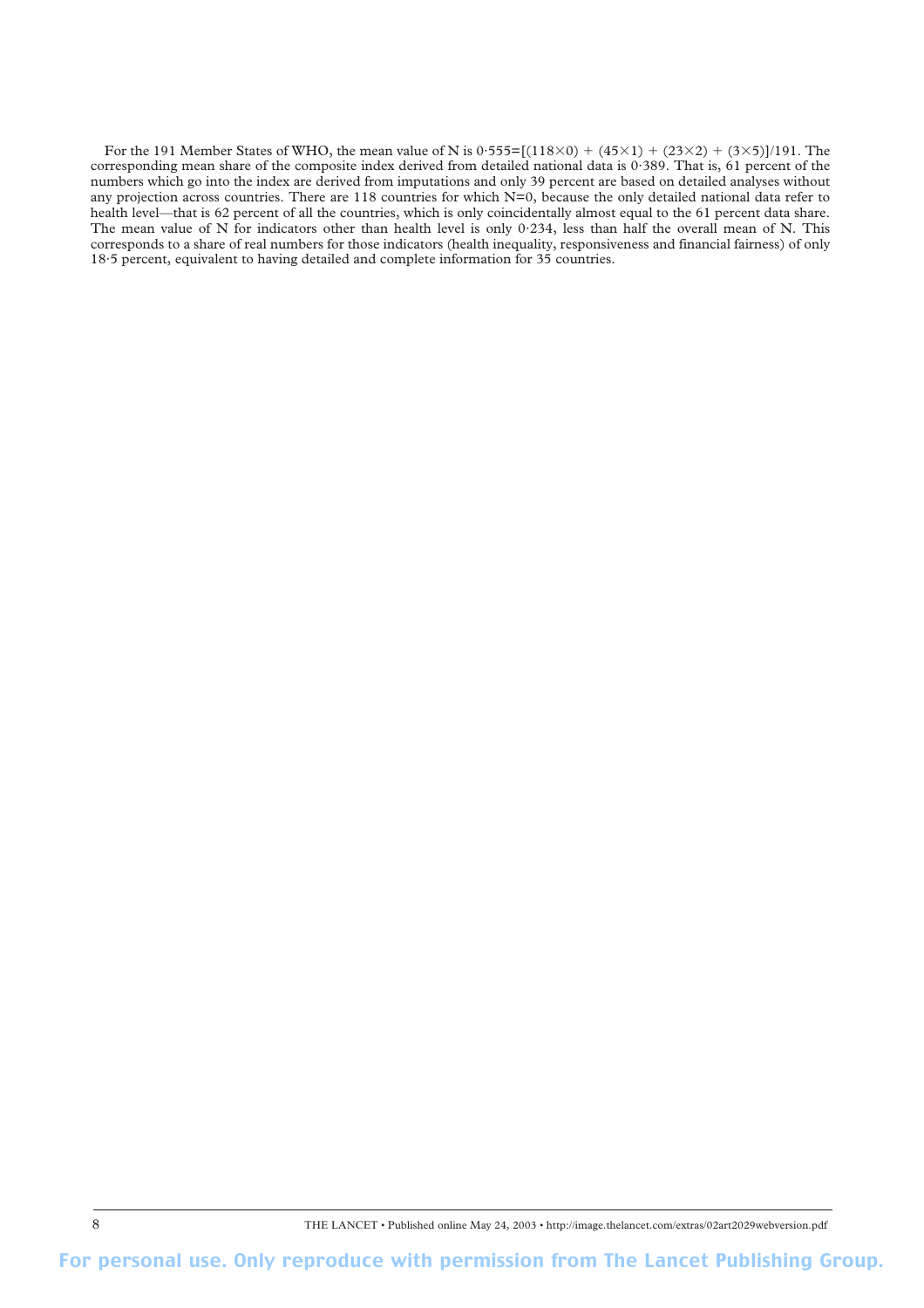For the 191 Member States of WHO, the mean value of N is $0{\cdot}555=[(118\times0) + (45\times1) + (23\times2) + (3\times5)]/191$. The corresponding mean share of the composite index derived from detailed national data is 0·389. That is, 61 percent of the numbers which go into the index are derived from imputations and only 39 percent are based on detailed analyses without any projection across countries. There are 118 countries for which N=0, because the only detailed national data refer to health level—that is 62 percent of all the countries, which is only coincidentally almost equal to the 61 percent data share. The mean value of N for indicators other than health level is only 0·234, less than half the overall mean of N. This corresponds to a share of real numbers for those indicators (health inequality, responsiveness and financial fairness) of only 18·5 percent, equivalent to having detailed and complete information for 35 countries.